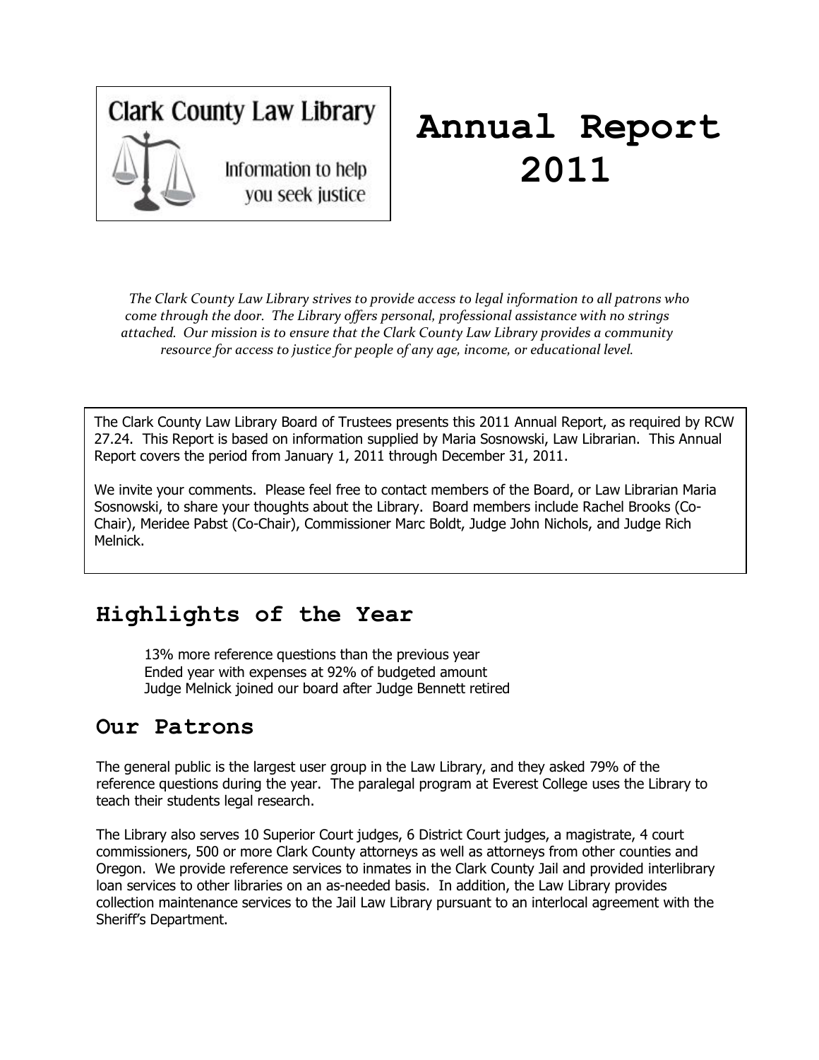Clark County Law Library

Information to help you seek justice

# Annual Report 2011

*The Clark County Law Library strives to provide access to legal information to all patrons who come through the door. The Library offers personal, professional assistance with no strings attached. Our mission is to ensure that the Clark County Law Library provides a community resource for access to justice for people of any age, income, or educational level.*

The Clark County Law Library Board of Trustees presents this 2011 Annual Report, as required by RCW 27.24. This Report is based on information supplied by Maria Sosnowski, Law Librarian. This Annual Report covers the period from January 1, 2011 through December 31, 2011.

We invite your comments. Please feel free to contact members of the Board, or Law Librarian Maria Sosnowski, to share your thoughts about the Library. Board members include Rachel Brooks (Co-Chair), Meridee Pabst (Co-Chair), Commissioner Marc Boldt, Judge John Nichols, and Judge Rich Melnick.

## Highlights of the Year

13% more reference questions than the previous year
Ended year with expenses at 92% of budgeted amount
Judge Melnick joined our board after Judge Bennett retired

## Our Patrons

The general public is the largest user group in the Law Library, and they asked 79% of the reference questions during the year. The paralegal program at Everest College uses the Library to teach their students legal research.

The Library also serves 10 Superior Court judges, 6 District Court judges, a magistrate, 4 court commissioners, 500 or more Clark County attorneys as well as attorneys from other counties and Oregon. We provide reference services to inmates in the Clark County Jail and provided interlibrary loan services to other libraries on an as-needed basis. In addition, the Law Library provides collection maintenance services to the Jail Law Library pursuant to an interlocal agreement with the Sheriff's Department.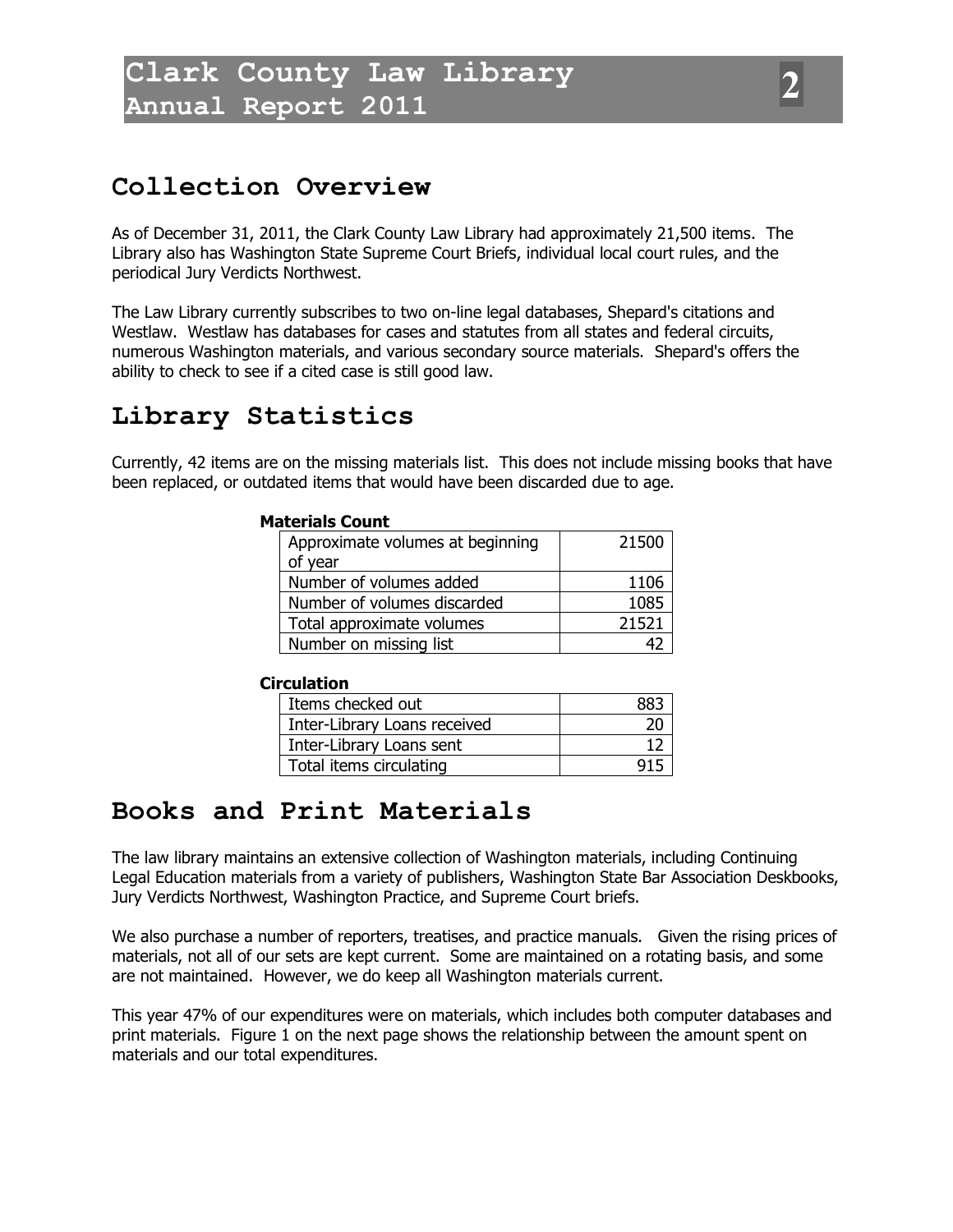## Collection Overview

As of December 31, 2011, the Clark County Law Library had approximately 21,500 items. The Library also has Washington State Supreme Court Briefs, individual local court rules, and the periodical Jury Verdicts Northwest.

The Law Library currently subscribes to two on-line legal databases, Shepard's citations and Westlaw. Westlaw has databases for cases and statutes from all states and federal circuits, numerous Washington materials, and various secondary source materials. Shepard's offers the ability to check to see if a cited case is still good law.

## Library Statistics

Currently, 42 items are on the missing materials list. This does not include missing books that have been replaced, or outdated items that would have been discarded due to age.

**Materials Count**

| | |
|---|---|
| Approximate volumes at beginning of year | 21500 |
| Number of volumes added | 1106 |
| Number of volumes discarded | 1085 |
| Total approximate volumes | 21521 |
| Number on missing list | 42 |

**Circulation**

| | |
|---|---|
| Items checked out | 883 |
| Inter-Library Loans received | 20 |
| Inter-Library Loans sent | 12 |
| Total items circulating | 915 |

## Books and Print Materials

The law library maintains an extensive collection of Washington materials, including Continuing Legal Education materials from a variety of publishers, Washington State Bar Association Deskbooks, Jury Verdicts Northwest, Washington Practice, and Supreme Court briefs.

We also purchase a number of reporters, treatises, and practice manuals. Given the rising prices of materials, not all of our sets are kept current. Some are maintained on a rotating basis, and some are not maintained. However, we do keep all Washington materials current.

This year 47% of our expenditures were on materials, which includes both computer databases and print materials. Figure 1 on the next page shows the relationship between the amount spent on materials and our total expenditures.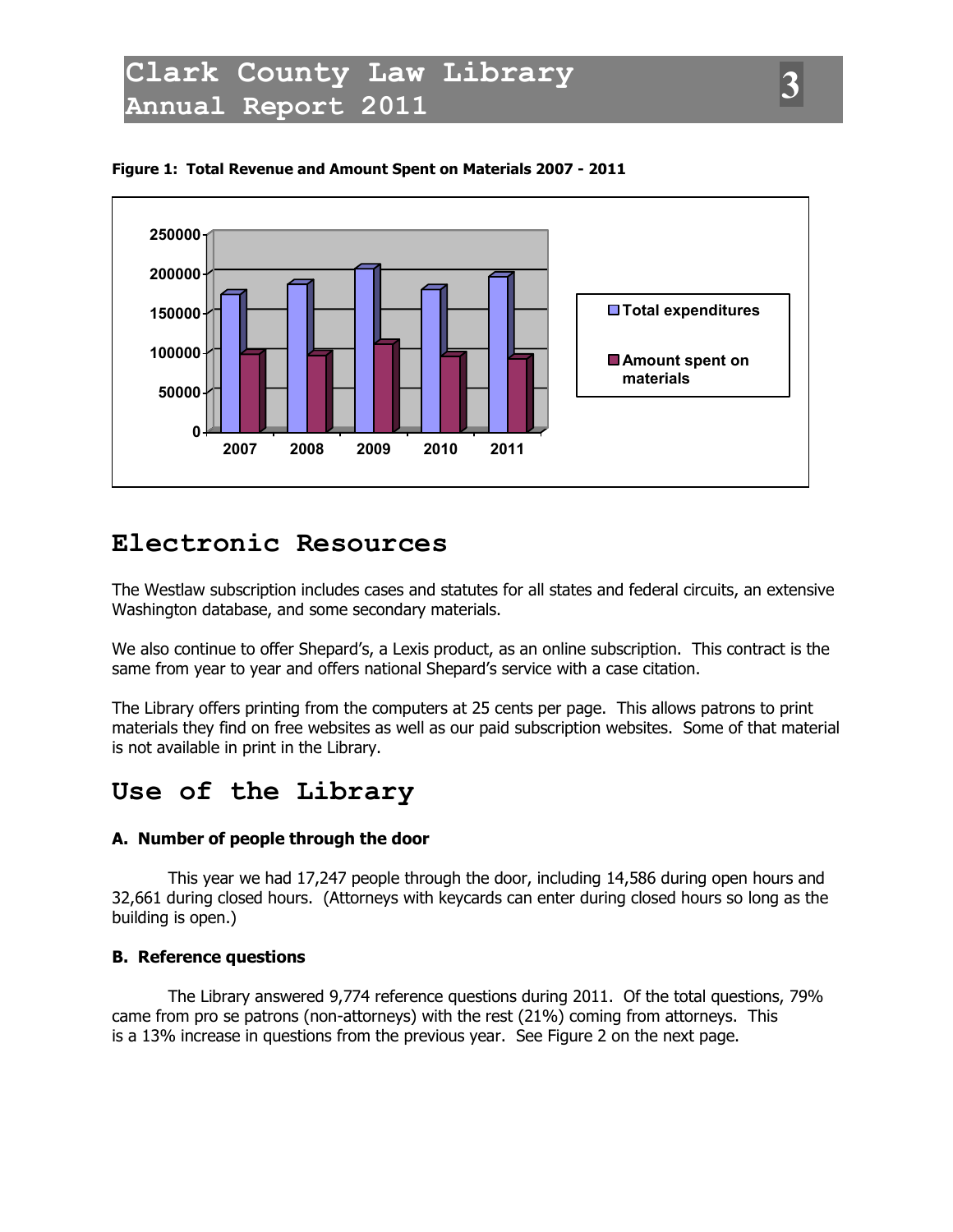**Figure 1: Total Revenue and Amount Spent on Materials 2007 - 2011**

# Electronic Resources

The Westlaw subscription includes cases and statutes for all states and federal circuits, an extensive Washington database, and some secondary materials.

We also continue to offer Shepard's, a Lexis product, as an online subscription. This contract is the same from year to year and offers national Shepard's service with a case citation.

The Library offers printing from the computers at 25 cents per page. This allows patrons to print materials they find on free websites as well as our paid subscription websites. Some of that material is not available in print in the Library.

# Use of the Library

### A. Number of people through the door

This year we had 17,247 people through the door, including 14,586 during open hours and 32,661 during closed hours. (Attorneys with keycards can enter during closed hours so long as the building is open.)

### B. Reference questions

The Library answered 9,774 reference questions during 2011. Of the total questions, 79% came from pro se patrons (non-attorneys) with the rest (21%) coming from attorneys. This is a 13% increase in questions from the previous year. See Figure 2 on the next page.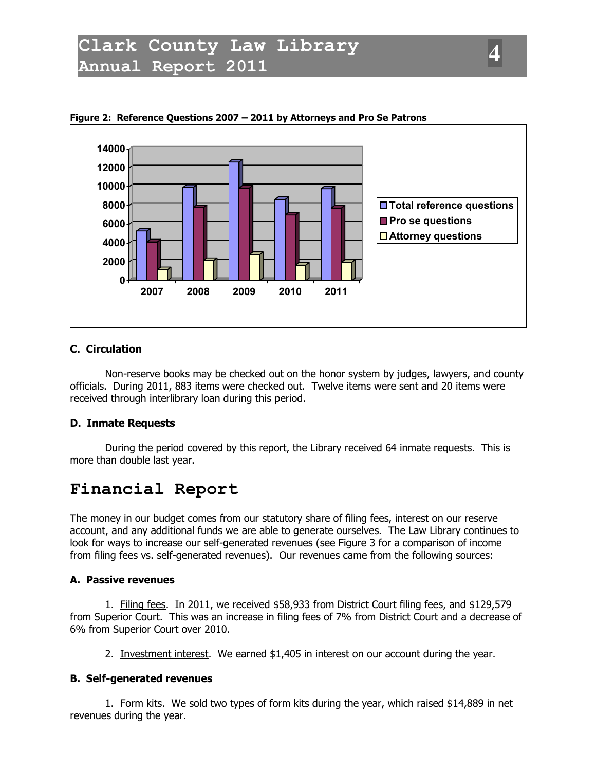**Figure 2: Reference Questions 2007 – 2011 by Attorneys and Pro Se Patrons**

### C. Circulation

Non-reserve books may be checked out on the honor system by judges, lawyers, and county officials. During 2011, 883 items were checked out. Twelve items were sent and 20 items were received through interlibrary loan during this period.

### D. Inmate Requests

During the period covered by this report, the Library received 64 inmate requests. This is more than double last year.

# Financial Report

The money in our budget comes from our statutory share of filing fees, interest on our reserve account, and any additional funds we are able to generate ourselves. The Law Library continues to look for ways to increase our self-generated revenues (see Figure 3 for a comparison of income from filing fees vs. self-generated revenues). Our revenues came from the following sources:

### A. Passive revenues

1. Filing fees. In 2011, we received $58,933 from District Court filing fees, and $129,579 from Superior Court. This was an increase in filing fees of 7% from District Court and a decrease of 6% from Superior Court over 2010.

2. Investment interest. We earned $1,405 in interest on our account during the year.

### B. Self-generated revenues

1. Form kits. We sold two types of form kits during the year, which raised $14,889 in net revenues during the year.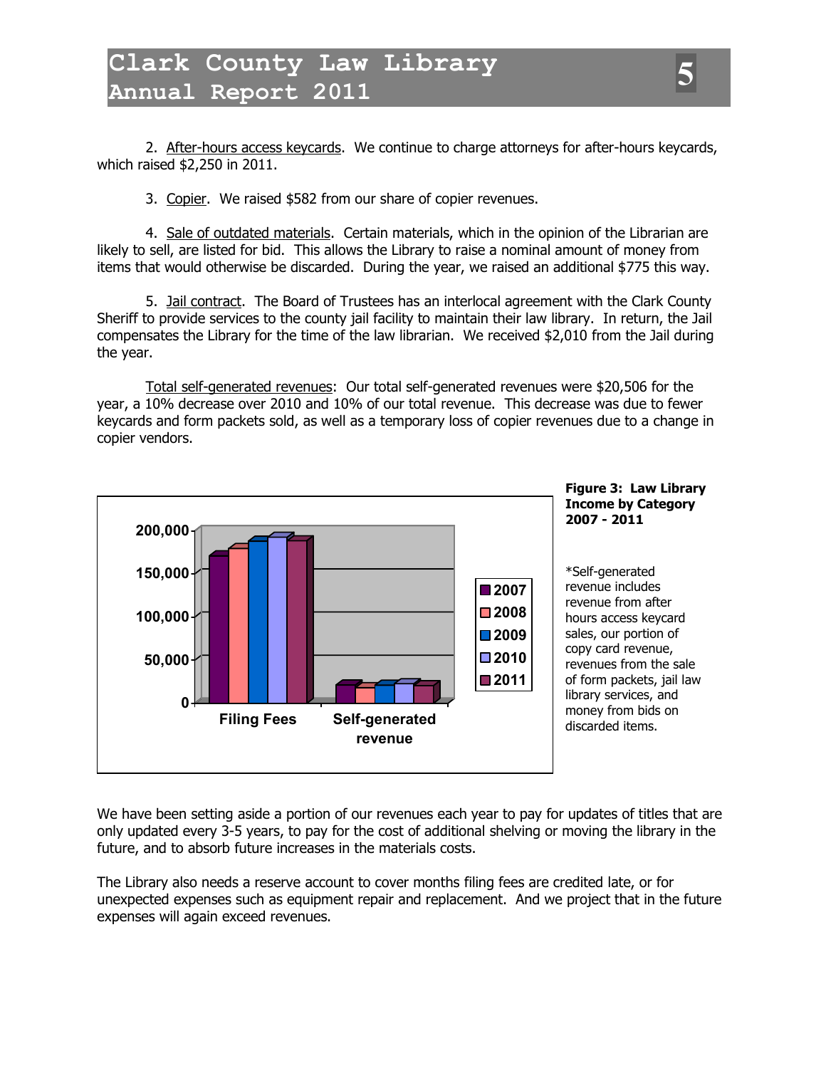2. After-hours access keycards. We continue to charge attorneys for after-hours keycards, which raised $2,250 in 2011.

3. Copier. We raised $582 from our share of copier revenues.

4. Sale of outdated materials. Certain materials, which in the opinion of the Librarian are likely to sell, are listed for bid. This allows the Library to raise a nominal amount of money from items that would otherwise be discarded. During the year, we raised an additional $775 this way.

5. Jail contract. The Board of Trustees has an interlocal agreement with the Clark County Sheriff to provide services to the county jail facility to maintain their law library. In return, the Jail compensates the Library for the time of the law librarian. We received $2,010 from the Jail during the year.

Total self-generated revenues: Our total self-generated revenues were $20,506 for the year, a 10% decrease over 2010 and 10% of our total revenue. This decrease was due to fewer keycards and form packets sold, as well as a temporary loss of copier revenues due to a change in copier vendors.

**Figure 3: Law Library Income by Category 2007 - 2011**

*Self-generated revenue includes revenue from after hours access keycard sales, our portion of copy card revenue, revenues from the sale of form packets, jail law library services, and money from bids on discarded items.

We have been setting aside a portion of our revenues each year to pay for updates of titles that are only updated every 3-5 years, to pay for the cost of additional shelving or moving the library in the future, and to absorb future increases in the materials costs.

The Library also needs a reserve account to cover months filing fees are credited late, or for unexpected expenses such as equipment repair and replacement. And we project that in the future expenses will again exceed revenues.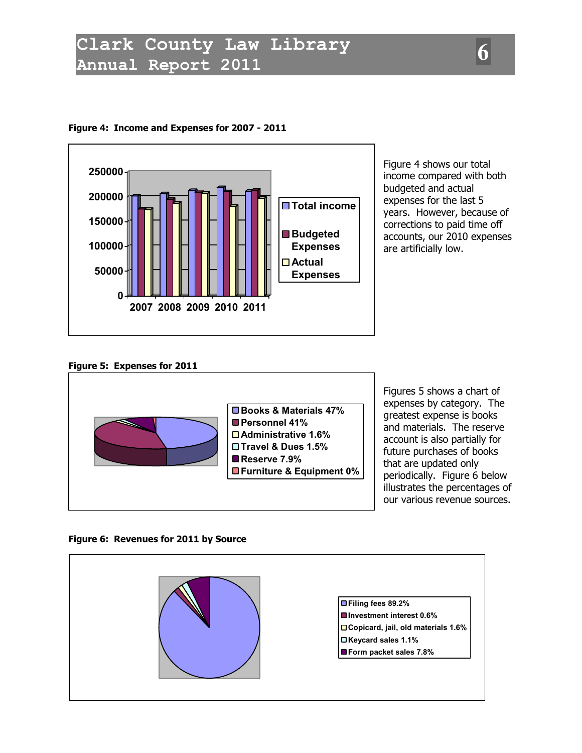**Figure 4: Income and Expenses for 2007 - 2011**

Figure 4 shows our total income compared with both budgeted and actual expenses for the last 5 years. However, because of corrections to paid time off accounts, our 2010 expenses are artificially low.

**Figure 5: Expenses for 2011**

- Books & Materials 47%
- Personnel 41%
- Administrative 1.6%
- Travel & Dues 1.5%
- Reserve 7.9%
- Furniture & Equipment 0%

Figures 5 shows a chart of expenses by category. The greatest expense is books and materials. The reserve account is also partially for future purchases of books that are updated only periodically. Figure 6 below illustrates the percentages of our various revenue sources.

**Figure 6: Revenues for 2011 by Source**

- Filing fees 89.2%
- Investment interest 0.6%
- Copicard, jail, old materials 1.6%
- Keycard sales 1.1%
- Form packet sales 7.8%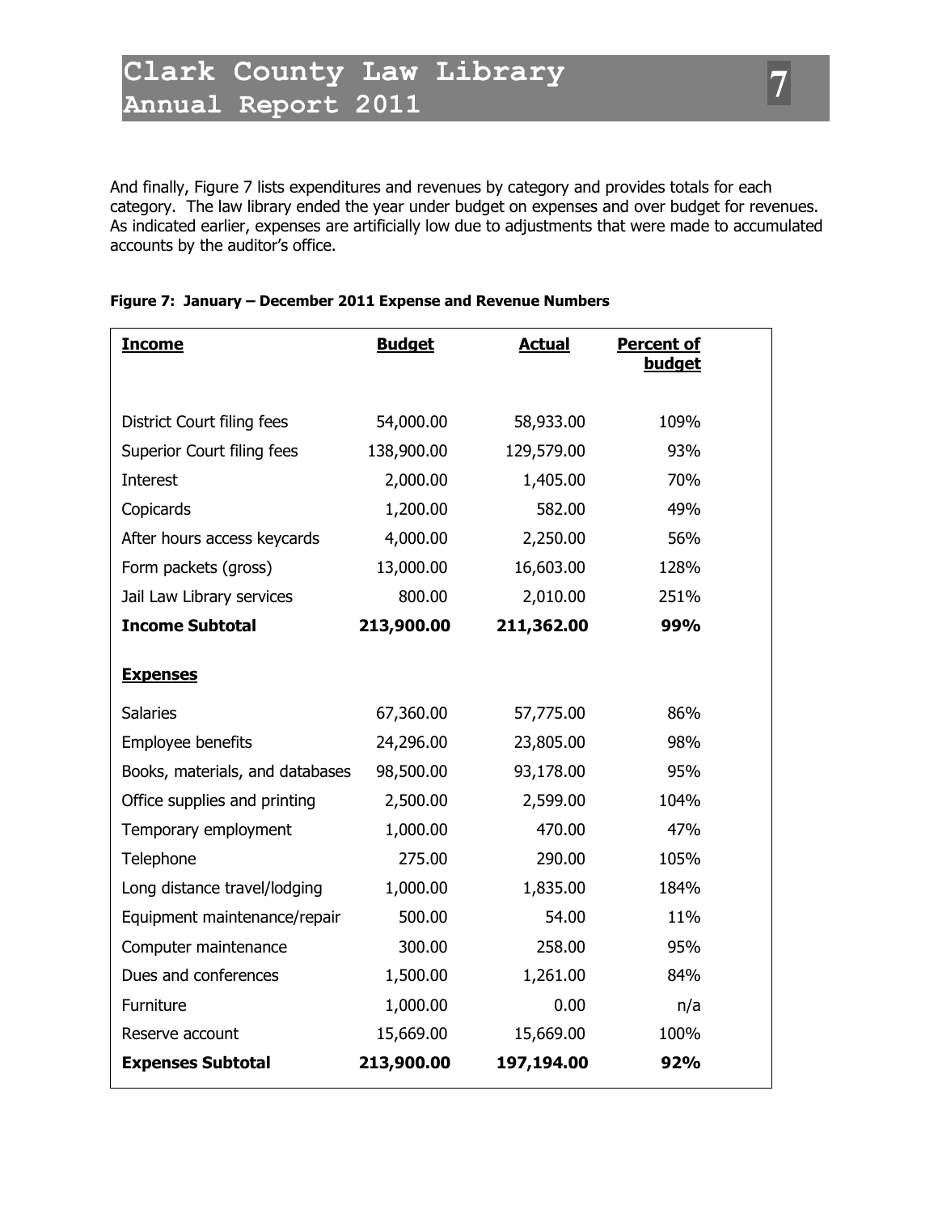And finally, Figure 7 lists expenditures and revenues by category and provides totals for each category. The law library ended the year under budget on expenses and over budget for revenues. As indicated earlier, expenses are artificially low due to adjustments that were made to accumulated accounts by the auditor's office.

**Figure 7: January – December 2011 Expense and Revenue Numbers**

| **Income** | **Budget** | **Actual** | **Percent of budget** |
|---|---|---|---|
| District Court filing fees | 54,000.00 | 58,933.00 | 109% |
| Superior Court filing fees | 138,900.00 | 129,579.00 | 93% |
| Interest | 2,000.00 | 1,405.00 | 70% |
| Copicards | 1,200.00 | 582.00 | 49% |
| After hours access keycards | 4,000.00 | 2,250.00 | 56% |
| Form packets (gross) | 13,000.00 | 16,603.00 | 128% |
| Jail Law Library services | 800.00 | 2,010.00 | 251% |
| **Income Subtotal** | **213,900.00** | **211,362.00** | **99%** |
| **Expenses** | | | |
| Salaries | 67,360.00 | 57,775.00 | 86% |
| Employee benefits | 24,296.00 | 23,805.00 | 98% |
| Books, materials, and databases | 98,500.00 | 93,178.00 | 95% |
| Office supplies and printing | 2,500.00 | 2,599.00 | 104% |
| Temporary employment | 1,000.00 | 470.00 | 47% |
| Telephone | 275.00 | 290.00 | 105% |
| Long distance travel/lodging | 1,000.00 | 1,835.00 | 184% |
| Equipment maintenance/repair | 500.00 | 54.00 | 11% |
| Computer maintenance | 300.00 | 258.00 | 95% |
| Dues and conferences | 1,500.00 | 1,261.00 | 84% |
| Furniture | 1,000.00 | 0.00 | n/a |
| Reserve account | 15,669.00 | 15,669.00 | 100% |
| **Expenses Subtotal** | **213,900.00** | **197,194.00** | **92%** |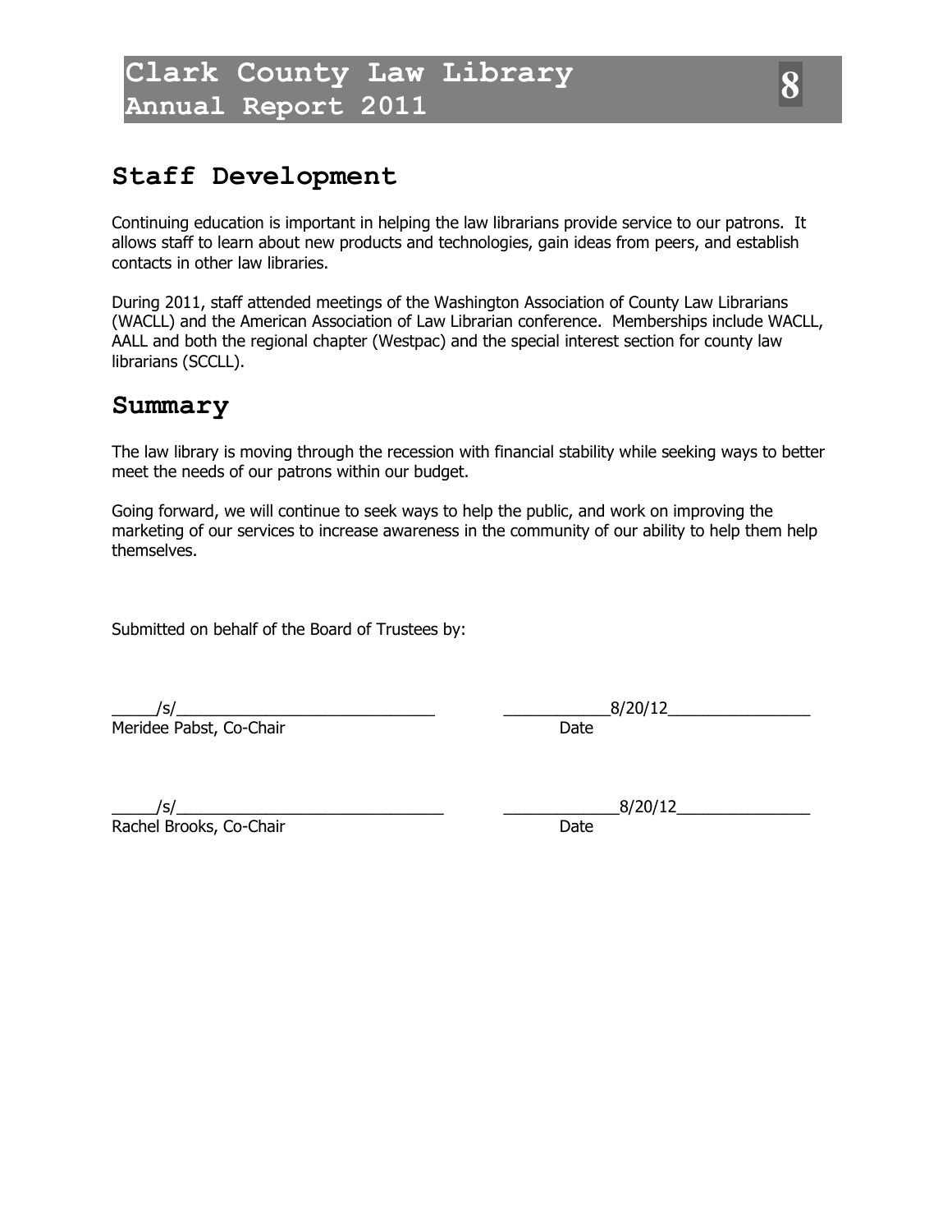## Staff Development

Continuing education is important in helping the law librarians provide service to our patrons. It allows staff to learn about new products and technologies, gain ideas from peers, and establish contacts in other law libraries.

During 2011, staff attended meetings of the Washington Association of County Law Librarians (WACLL) and the American Association of Law Librarian conference. Memberships include WACLL, AALL and both the regional chapter (Westpac) and the special interest section for county law librarians (SCCLL).

## Summary

The law library is moving through the recession with financial stability while seeking ways to better meet the needs of our patrons within our budget.

Going forward, we will continue to seek ways to help the public, and work on improving the marketing of our services to increase awareness in the community of our ability to help them help themselves.

Submitted on behalf of the Board of Trustees by:

_____/s/_____________________________ ____________8/20/12________________
Meridee Pabst, Co-Chair Date

_____/s/______________________________ _____________8/20/12_______________
Rachel Brooks, Co-Chair Date